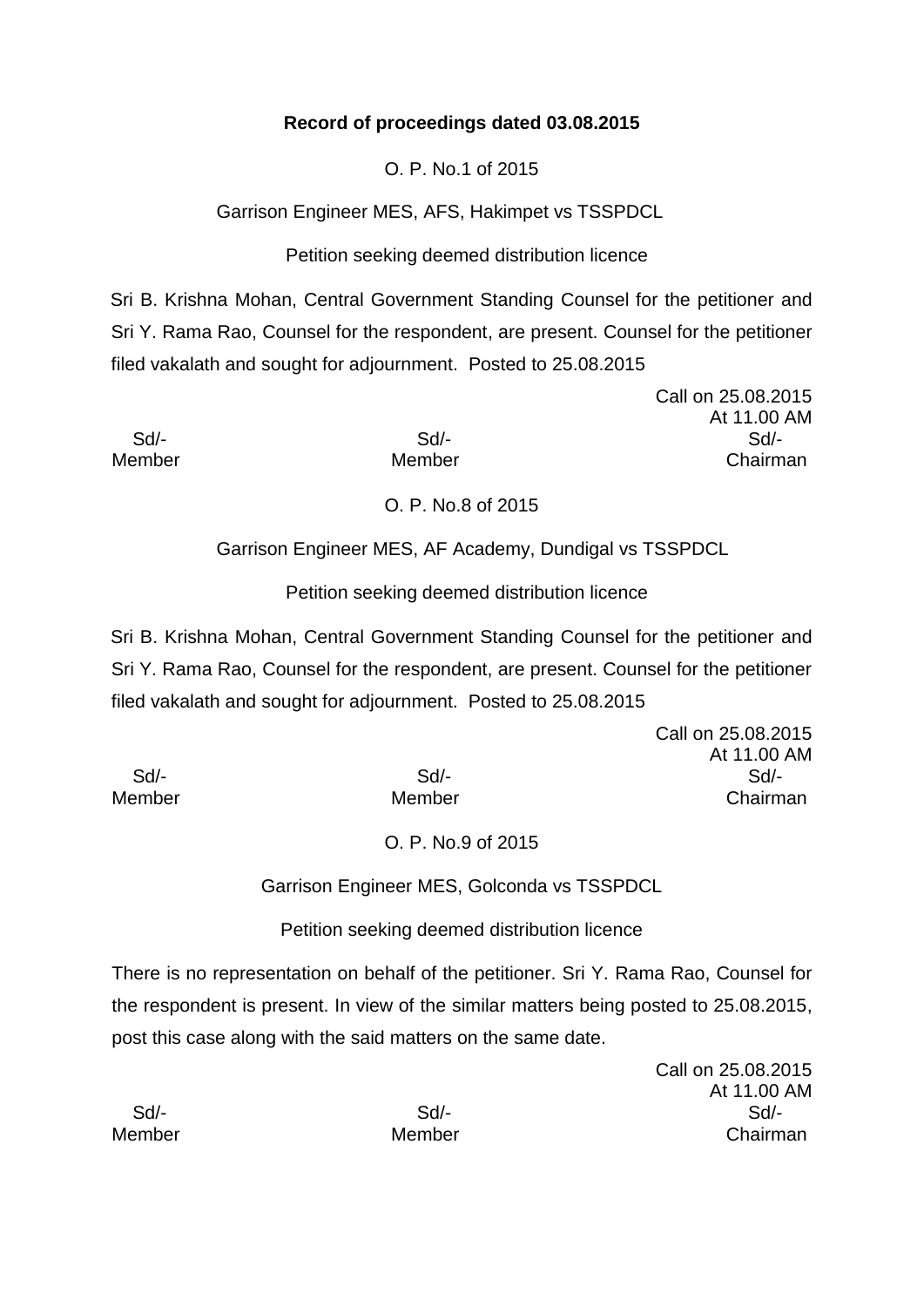**Record of proceedings dated 03.08.2015**

O. P. No.1 of 2015

Garrison Engineer MES, AFS, Hakimpet vs TSSPDCL

Petition seeking deemed distribution licence

Sri B. Krishna Mohan, Central Government Standing Counsel for the petitioner and Sri Y. Rama Rao, Counsel for the respondent, are present. Counsel for the petitioner filed vakalath and sought for adjournment. Posted to 25.08.2015

Call on 25.08.2015
At 11.00 AM

| Sd/- | Sd/- | Sd/- |
|---|---|---|
| Member | Member | Chairman |

O. P. No.8 of 2015

Garrison Engineer MES, AF Academy, Dundigal vs TSSPDCL

Petition seeking deemed distribution licence

Sri B. Krishna Mohan, Central Government Standing Counsel for the petitioner and Sri Y. Rama Rao, Counsel for the respondent, are present. Counsel for the petitioner filed vakalath and sought for adjournment. Posted to 25.08.2015

Call on 25.08.2015
At 11.00 AM

| Sd/- | Sd/- | Sd/- |
|---|---|---|
| Member | Member | Chairman |

O. P. No.9 of 2015

Garrison Engineer MES, Golconda vs TSSPDCL

Petition seeking deemed distribution licence

There is no representation on behalf of the petitioner. Sri Y. Rama Rao, Counsel for the respondent is present. In view of the similar matters being posted to 25.08.2015, post this case along with the said matters on the same date.

Call on 25.08.2015
At 11.00 AM

| Sd/- | Sd/- | Sd/- |
|---|---|---|
| Member | Member | Chairman |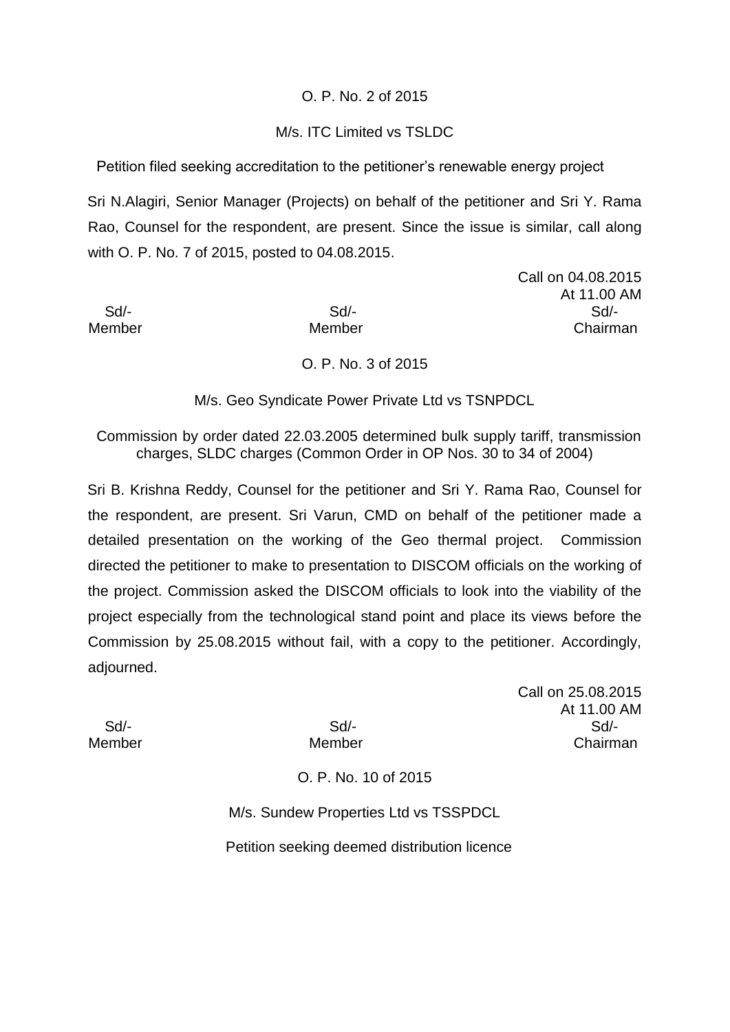O. P. No. 2 of 2015

M/s. ITC Limited vs TSLDC

Petition filed seeking accreditation to the petitioner's renewable energy project

Sri N.Alagiri, Senior Manager (Projects) on behalf of the petitioner and Sri Y. Rama Rao, Counsel for the respondent, are present. Since the issue is similar, call along with O. P. No. 7 of 2015, posted to 04.08.2015.

Call on 04.08.2015
At 11.00 AM

| Sd/- | Sd/- | Sd/- |
|---|---|---|
| Member | Member | Chairman |

O. P. No. 3 of 2015

M/s. Geo Syndicate Power Private Ltd vs TSNPDCL

Commission by order dated 22.03.2005 determined bulk supply tariff, transmission charges, SLDC charges (Common Order in OP Nos. 30 to 34 of 2004)

Sri B. Krishna Reddy, Counsel for the petitioner and Sri Y. Rama Rao, Counsel for the respondent, are present. Sri Varun, CMD on behalf of the petitioner made a detailed presentation on the working of the Geo thermal project. Commission directed the petitioner to make to presentation to DISCOM officials on the working of the project. Commission asked the DISCOM officials to look into the viability of the project especially from the technological stand point and place its views before the Commission by 25.08.2015 without fail, with a copy to the petitioner. Accordingly, adjourned.

Call on 25.08.2015
At 11.00 AM

| Sd/- | Sd/- | Sd/- |
|---|---|---|
| Member | Member | Chairman |

O. P. No. 10 of 2015

M/s. Sundew Properties Ltd vs TSSPDCL

Petition seeking deemed distribution licence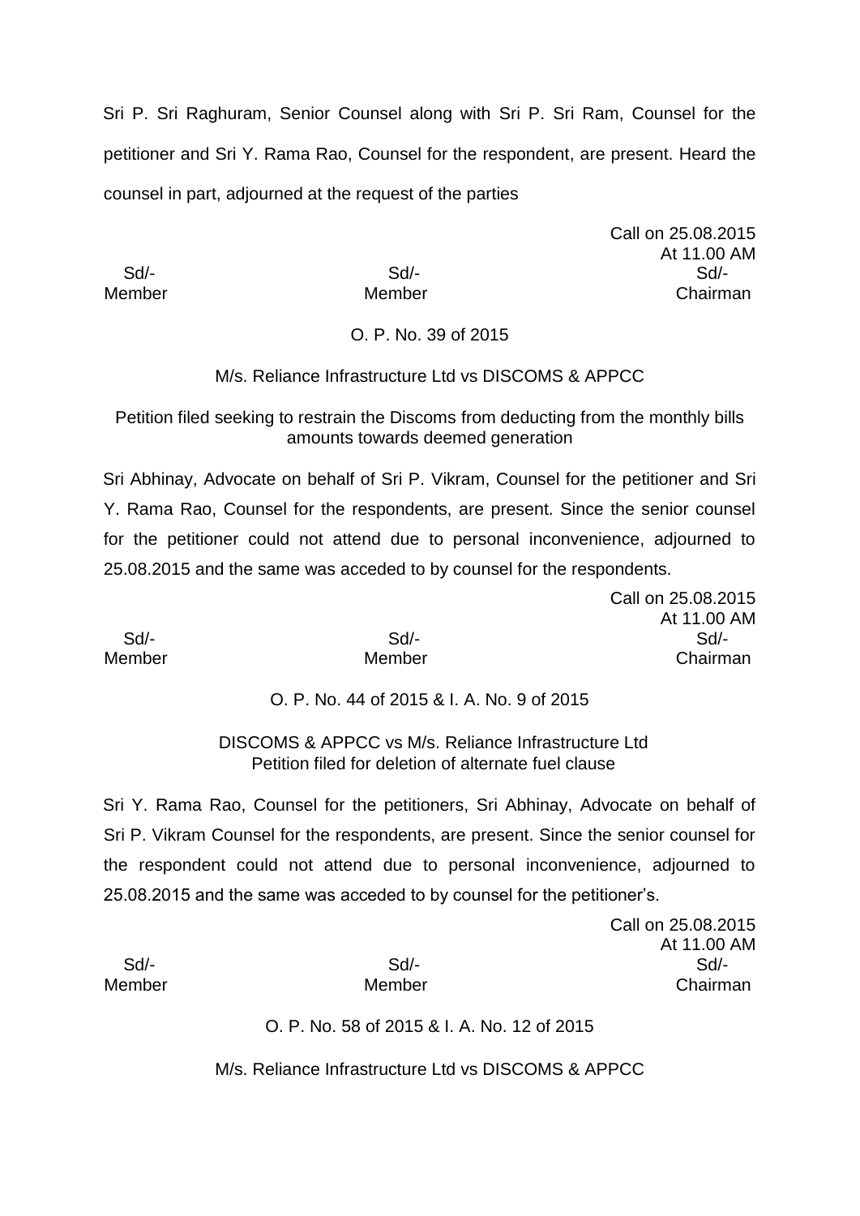Sri P. Sri Raghuram, Senior Counsel along with Sri P. Sri Ram, Counsel for the petitioner and Sri Y. Rama Rao, Counsel for the respondent, are present. Heard the counsel in part, adjourned at the request of the parties

Call on 25.08.2015
At 11.00 AM

| Sd/- | Sd/- | Sd/- |
|---|---|---|
| Member | Member | Chairman |

O. P. No. 39 of 2015

M/s. Reliance Infrastructure Ltd vs DISCOMS & APPCC

Petition filed seeking to restrain the Discoms from deducting from the monthly bills amounts towards deemed generation

Sri Abhinay, Advocate on behalf of Sri P. Vikram, Counsel for the petitioner and Sri Y. Rama Rao, Counsel for the respondents, are present. Since the senior counsel for the petitioner could not attend due to personal inconvenience, adjourned to 25.08.2015 and the same was acceded to by counsel for the respondents.

Call on 25.08.2015
At 11.00 AM

| Sd/- | Sd/- | Sd/- |
|---|---|---|
| Member | Member | Chairman |

O. P. No. 44 of 2015 & I. A. No. 9 of 2015

DISCOMS & APPCC vs M/s. Reliance Infrastructure Ltd
Petition filed for deletion of alternate fuel clause

Sri Y. Rama Rao, Counsel for the petitioners, Sri Abhinay, Advocate on behalf of Sri P. Vikram Counsel for the respondents, are present. Since the senior counsel for the respondent could not attend due to personal inconvenience, adjourned to 25.08.2015 and the same was acceded to by counsel for the petitioner's.

Call on 25.08.2015
At 11.00 AM

| Sd/- | Sd/- | Sd/- |
|---|---|---|
| Member | Member | Chairman |

O. P. No. 58 of 2015 & I. A. No. 12 of 2015

M/s. Reliance Infrastructure Ltd vs DISCOMS & APPCC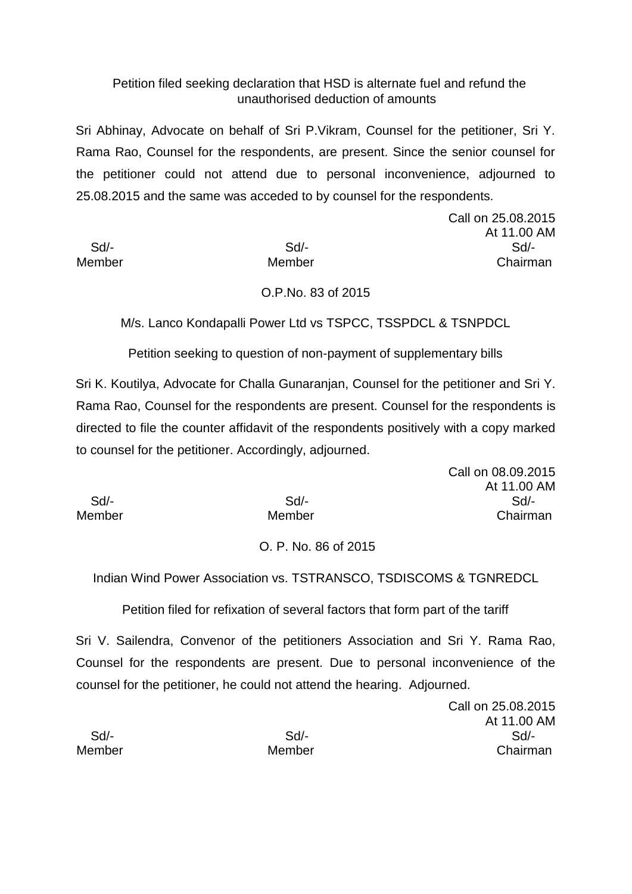Petition filed seeking declaration that HSD is alternate fuel and refund the unauthorised deduction of amounts

Sri Abhinay, Advocate on behalf of Sri P.Vikram, Counsel for the petitioner, Sri Y. Rama Rao, Counsel for the respondents, are present. Since the senior counsel for the petitioner could not attend due to personal inconvenience, adjourned to 25.08.2015 and the same was acceded to by counsel for the respondents.

Call on 25.08.2015
At 11.00 AM

| Sd/- | Sd/- | Sd/- |
|---|---|---|
| Member | Member | Chairman |

O.P.No. 83 of 2015

M/s. Lanco Kondapalli Power Ltd vs TSPCC, TSSPDCL & TSNPDCL

Petition seeking to question of non-payment of supplementary bills

Sri K. Koutilya, Advocate for Challa Gunaranjan, Counsel for the petitioner and Sri Y. Rama Rao, Counsel for the respondents are present. Counsel for the respondents is directed to file the counter affidavit of the respondents positively with a copy marked to counsel for the petitioner. Accordingly, adjourned.

Call on 08.09.2015
At 11.00 AM

| Sd/- | Sd/- | Sd/- |
|---|---|---|
| Member | Member | Chairman |

O. P. No. 86 of 2015

Indian Wind Power Association vs. TSTRANSCO, TSDISCOMS & TGNREDCL

Petition filed for refixation of several factors that form part of the tariff

Sri V. Sailendra, Convenor of the petitioners Association and Sri Y. Rama Rao, Counsel for the respondents are present. Due to personal inconvenience of the counsel for the petitioner, he could not attend the hearing. Adjourned.

Call on 25.08.2015
At 11.00 AM

| Sd/- | Sd/- | Sd/- |
|---|---|---|
| Member | Member | Chairman |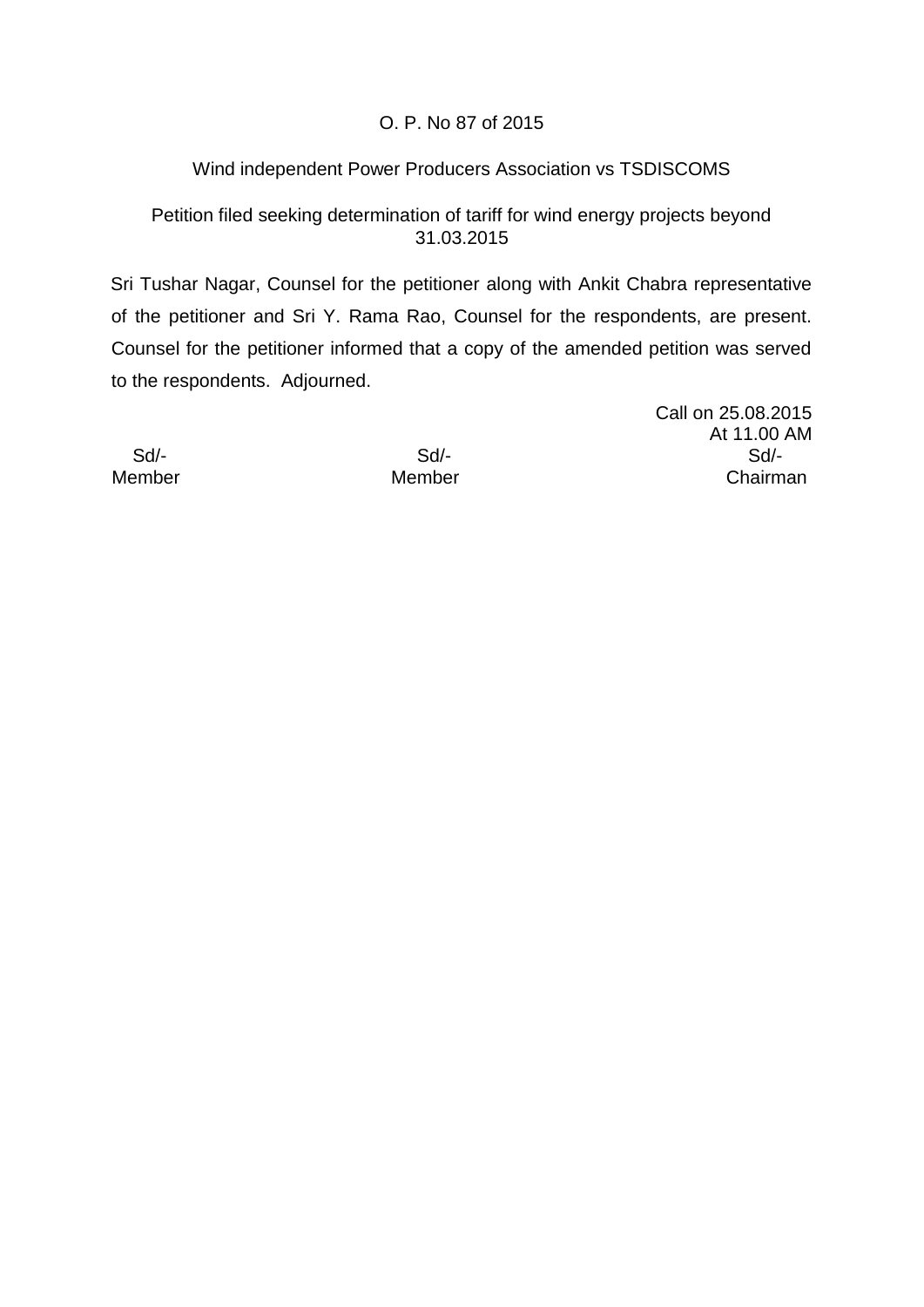O. P. No 87 of 2015

Wind independent Power Producers Association vs TSDISCOMS

Petition filed seeking determination of tariff for wind energy projects beyond 31.03.2015

Sri Tushar Nagar, Counsel for the petitioner along with Ankit Chabra representative of the petitioner and Sri Y. Rama Rao, Counsel for the respondents, are present. Counsel for the petitioner informed that a copy of the amended petition was served to the respondents. Adjourned.

Call on 25.08.2015
At 11.00 AM

| | | |
|---|---|---|
| Sd/- | Sd/- | Sd/- |
| Member | Member | Chairman |